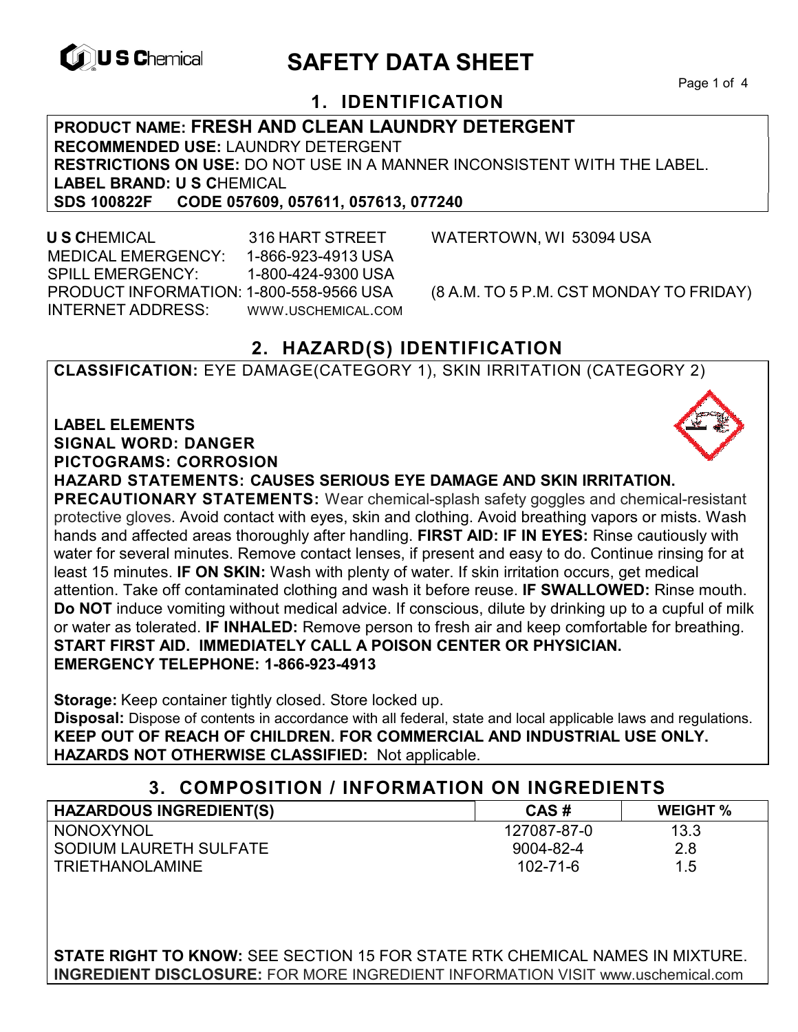# SAFETY DATA SHEET

## 1. IDENTIFICATION

**PRODUCT NAME: FRESH AND CLEAN LAUNDRY DETERGENT**
**RECOMMENDED USE:** LAUNDRY DETERGENT
**RESTRICTIONS ON USE:** DO NOT USE IN A MANNER INCONSISTENT WITH THE LABEL.
**LABEL BRAND: U S C**HEMICAL
**SDS 100822F CODE 057609, 057611, 057613, 077240**

**U S C**HEMICAL 316 HART STREET WATERTOWN, WI 53094 USA
MEDICAL EMERGENCY: 1-866-923-4913 USA
SPILL EMERGENCY: 1-800-424-9300 USA
PRODUCT INFORMATION: 1-800-558-9566 USA (8 A.M. TO 5 P.M. CST MONDAY TO FRIDAY)
INTERNET ADDRESS: WWW.USCHEMICAL.COM

## 2. HAZARD(S) IDENTIFICATION

**CLASSIFICATION:** EYE DAMAGE(CATEGORY 1), SKIN IRRITATION (CATEGORY 2)

**LABEL ELEMENTS**
**SIGNAL WORD: DANGER**
**PICTOGRAMS: CORROSION**
**HAZARD STATEMENTS: CAUSES SERIOUS EYE DAMAGE AND SKIN IRRITATION.**
**PRECAUTIONARY STATEMENTS:** Wear chemical-splash safety goggles and chemical-resistant protective gloves. Avoid contact with eyes, skin and clothing. Avoid breathing vapors or mists. Wash hands and affected areas thoroughly after handling. **FIRST AID: IF IN EYES:** Rinse cautiously with water for several minutes. Remove contact lenses, if present and easy to do. Continue rinsing for at least 15 minutes. **IF ON SKIN:** Wash with plenty of water. If skin irritation occurs, get medical attention. Take off contaminated clothing and wash it before reuse. **IF SWALLOWED:** Rinse mouth. **Do NOT** induce vomiting without medical advice. If conscious, dilute by drinking up to a cupful of milk or water as tolerated. **IF INHALED:** Remove person to fresh air and keep comfortable for breathing.
**START FIRST AID. IMMEDIATELY CALL A POISON CENTER OR PHYSICIAN.**
**EMERGENCY TELEPHONE: 1-866-923-4913**

**Storage:** Keep container tightly closed. Store locked up.
**Disposal:** Dispose of contents in accordance with all federal, state and local applicable laws and regulations.
**KEEP OUT OF REACH OF CHILDREN. FOR COMMERCIAL AND INDUSTRIAL USE ONLY.**
**HAZARDS NOT OTHERWISE CLASSIFIED:** Not applicable.

## 3. COMPOSITION / INFORMATION ON INGREDIENTS

| HAZARDOUS INGREDIENT(S) | CAS # | WEIGHT % |
|---|---|---|
| NONOXYNOL | 127087-87-0 | 13.3 |
| SODIUM LAURETH SULFATE | 9004-82-4 | 2.8 |
| TRIETHANOLAMINE | 102-71-6 | 1.5 |

**STATE RIGHT TO KNOW:** SEE SECTION 15 FOR STATE RTK CHEMICAL NAMES IN MIXTURE.
**INGREDIENT DISCLOSURE:** FOR MORE INGREDIENT INFORMATION VISIT www.uschemical.com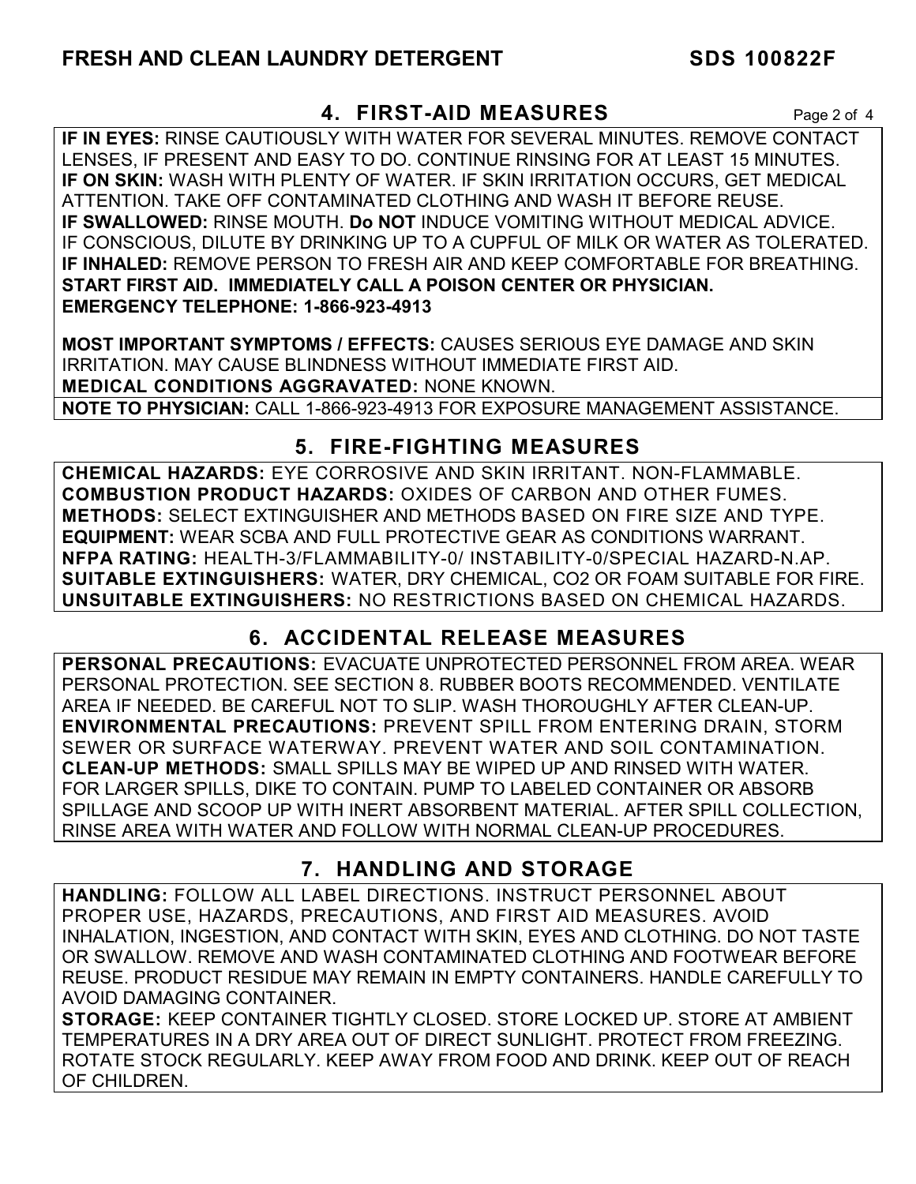## 4. FIRST-AID MEASURES

**IF IN EYES:** RINSE CAUTIOUSLY WITH WATER FOR SEVERAL MINUTES. REMOVE CONTACT LENSES, IF PRESENT AND EASY TO DO. CONTINUE RINSING FOR AT LEAST 15 MINUTES.
**IF ON SKIN:** WASH WITH PLENTY OF WATER. IF SKIN IRRITATION OCCURS, GET MEDICAL ATTENTION. TAKE OFF CONTAMINATED CLOTHING AND WASH IT BEFORE REUSE.
**IF SWALLOWED:** RINSE MOUTH. **Do NOT** INDUCE VOMITING WITHOUT MEDICAL ADVICE. IF CONSCIOUS, DILUTE BY DRINKING UP TO A CUPFUL OF MILK OR WATER AS TOLERATED.
**IF INHALED:** REMOVE PERSON TO FRESH AIR AND KEEP COMFORTABLE FOR BREATHING.
**START FIRST AID. IMMEDIATELY CALL A POISON CENTER OR PHYSICIAN.**
**EMERGENCY TELEPHONE: 1-866-923-4913**

**MOST IMPORTANT SYMPTOMS / EFFECTS:** CAUSES SERIOUS EYE DAMAGE AND SKIN IRRITATION. MAY CAUSE BLINDNESS WITHOUT IMMEDIATE FIRST AID.
**MEDICAL CONDITIONS AGGRAVATED:** NONE KNOWN.
**NOTE TO PHYSICIAN:** CALL 1-866-923-4913 FOR EXPOSURE MANAGEMENT ASSISTANCE.

## 5. FIRE-FIGHTING MEASURES

**CHEMICAL HAZARDS:** EYE CORROSIVE AND SKIN IRRITANT. NON-FLAMMABLE.
**COMBUSTION PRODUCT HAZARDS:** OXIDES OF CARBON AND OTHER FUMES.
**METHODS:** SELECT EXTINGUISHER AND METHODS BASED ON FIRE SIZE AND TYPE.
**EQUIPMENT:** WEAR SCBA AND FULL PROTECTIVE GEAR AS CONDITIONS WARRANT.
**NFPA RATING:** HEALTH-3/FLAMMABILITY-0/ INSTABILITY-0/SPECIAL HAZARD-N.AP.
**SUITABLE EXTINGUISHERS:** WATER, DRY CHEMICAL, $CO_2$ OR FOAM SUITABLE FOR FIRE.
**UNSUITABLE EXTINGUISHERS:** NO RESTRICTIONS BASED ON CHEMICAL HAZARDS.

## 6. ACCIDENTAL RELEASE MEASURES

**PERSONAL PRECAUTIONS:** EVACUATE UNPROTECTED PERSONNEL FROM AREA. WEAR PERSONAL PROTECTION. SEE SECTION 8. RUBBER BOOTS RECOMMENDED. VENTILATE AREA IF NEEDED. BE CAREFUL NOT TO SLIP. WASH THOROUGHLY AFTER CLEAN-UP.
**ENVIRONMENTAL PRECAUTIONS:** PREVENT SPILL FROM ENTERING DRAIN, STORM SEWER OR SURFACE WATERWAY. PREVENT WATER AND SOIL CONTAMINATION.
**CLEAN-UP METHODS:** SMALL SPILLS MAY BE WIPED UP AND RINSED WITH WATER. FOR LARGER SPILLS, DIKE TO CONTAIN. PUMP TO LABELED CONTAINER OR ABSORB SPILLAGE AND SCOOP UP WITH INERT ABSORBENT MATERIAL. AFTER SPILL COLLECTION, RINSE AREA WITH WATER AND FOLLOW WITH NORMAL CLEAN-UP PROCEDURES.

## 7. HANDLING AND STORAGE

**HANDLING:** FOLLOW ALL LABEL DIRECTIONS. INSTRUCT PERSONNEL ABOUT PROPER USE, HAZARDS, PRECAUTIONS, AND FIRST AID MEASURES. AVOID INHALATION, INGESTION, AND CONTACT WITH SKIN, EYES AND CLOTHING. DO NOT TASTE OR SWALLOW. REMOVE AND WASH CONTAMINATED CLOTHING AND FOOTWEAR BEFORE REUSE. PRODUCT RESIDUE MAY REMAIN IN EMPTY CONTAINERS. HANDLE CAREFULLY TO AVOID DAMAGING CONTAINER.
**STORAGE:** KEEP CONTAINER TIGHTLY CLOSED. STORE LOCKED UP. STORE AT AMBIENT TEMPERATURES IN A DRY AREA OUT OF DIRECT SUNLIGHT. PROTECT FROM FREEZING. ROTATE STOCK REGULARLY. KEEP AWAY FROM FOOD AND DRINK. KEEP OUT OF REACH OF CHILDREN.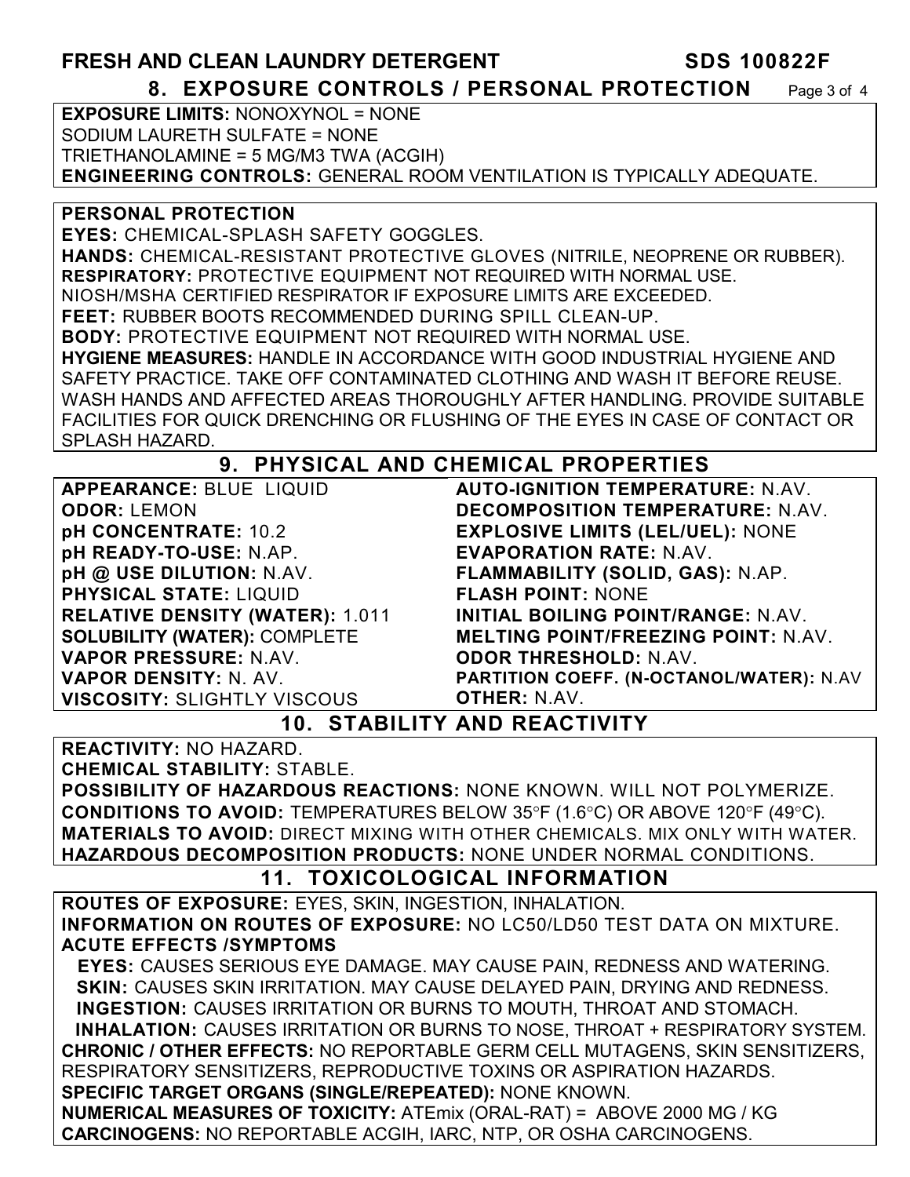**FRESH AND CLEAN LAUNDRY DETERGENT** **SDS 100822F**

## 8. EXPOSURE CONTROLS / PERSONAL PROTECTION

**EXPOSURE LIMITS:** NONOXYNOL = NONE
SODIUM LAURETH SULFATE = NONE
TRIETHANOLAMINE = 5 MG/M3 TWA (ACGIH)
**ENGINEERING CONTROLS:** GENERAL ROOM VENTILATION IS TYPICALLY ADEQUATE.

**PERSONAL PROTECTION**
**EYES:** CHEMICAL-SPLASH SAFETY GOGGLES.
**HANDS:** CHEMICAL-RESISTANT PROTECTIVE GLOVES (NITRILE, NEOPRENE OR RUBBER).
**RESPIRATORY:** PROTECTIVE EQUIPMENT NOT REQUIRED WITH NORMAL USE.
NIOSH/MSHA CERTIFIED RESPIRATOR IF EXPOSURE LIMITS ARE EXCEEDED.
**FEET:** RUBBER BOOTS RECOMMENDED DURING SPILL CLEAN-UP.
**BODY:** PROTECTIVE EQUIPMENT NOT REQUIRED WITH NORMAL USE.
**HYGIENE MEASURES:** HANDLE IN ACCORDANCE WITH GOOD INDUSTRIAL HYGIENE AND SAFETY PRACTICE. TAKE OFF CONTAMINATED CLOTHING AND WASH IT BEFORE REUSE. WASH HANDS AND AFFECTED AREAS THOROUGHLY AFTER HANDLING. PROVIDE SUITABLE FACILITIES FOR QUICK DRENCHING OR FLUSHING OF THE EYES IN CASE OF CONTACT OR SPLASH HAZARD.

## 9. PHYSICAL AND CHEMICAL PROPERTIES

**APPEARANCE:** BLUE LIQUID
**ODOR:** LEMON
**pH CONCENTRATE:** 10.2
**pH READY-TO-USE:** N.AP.
**pH @ USE DILUTION:** N.AV.
**PHYSICAL STATE:** LIQUID
**RELATIVE DENSITY (WATER):** 1.011
**SOLUBILITY (WATER):** COMPLETE
**VAPOR PRESSURE:** N.AV.
**VAPOR DENSITY:** N. AV.
**VISCOSITY:** SLIGHTLY VISCOUS
**AUTO-IGNITION TEMPERATURE:** N.AV.
**DECOMPOSITION TEMPERATURE:** N.AV.
**EXPLOSIVE LIMITS (LEL/UEL):** NONE
**EVAPORATION RATE:** N.AV.
**FLAMMABILITY (SOLID, GAS):** N.AP.
**FLASH POINT:** NONE
**INITIAL BOILING POINT/RANGE:** N.AV.
**MELTING POINT/FREEZING POINT:** N.AV.
**ODOR THRESHOLD:** N.AV.
**PARTITION COEFF. (N-OCTANOL/WATER):** N.AV
**OTHER:** N.AV.

## 10. STABILITY AND REACTIVITY

**REACTIVITY:** NO HAZARD.
**CHEMICAL STABILITY:** STABLE.
**POSSIBILITY OF HAZARDOUS REACTIONS:** NONE KNOWN. WILL NOT POLYMERIZE.
**CONDITIONS TO AVOID:** TEMPERATURES BELOW 35°F (1.6°C) OR ABOVE 120°F (49°C).
**MATERIALS TO AVOID:** DIRECT MIXING WITH OTHER CHEMICALS. MIX ONLY WITH WATER.
**HAZARDOUS DECOMPOSITION PRODUCTS:** NONE UNDER NORMAL CONDITIONS.

## 11. TOXICOLOGICAL INFORMATION

**ROUTES OF EXPOSURE:** EYES, SKIN, INGESTION, INHALATION.
**INFORMATION ON ROUTES OF EXPOSURE:** NO LC50/LD50 TEST DATA ON MIXTURE.
**ACUTE EFFECTS /SYMPTOMS**
**EYES:** CAUSES SERIOUS EYE DAMAGE. MAY CAUSE PAIN, REDNESS AND WATERING.
**SKIN:** CAUSES SKIN IRRITATION. MAY CAUSE DELAYED PAIN, DRYING AND REDNESS.
**INGESTION:** CAUSES IRRITATION OR BURNS TO MOUTH, THROAT AND STOMACH.
**INHALATION:** CAUSES IRRITATION OR BURNS TO NOSE, THROAT + RESPIRATORY SYSTEM.
**CHRONIC / OTHER EFFECTS:** NO REPORTABLE GERM CELL MUTAGENS, SKIN SENSITIZERS, RESPIRATORY SENSITIZERS, REPRODUCTIVE TOXINS OR ASPIRATION HAZARDS.
**SPECIFIC TARGET ORGANS (SINGLE/REPEATED):** NONE KNOWN.
**NUMERICAL MEASURES OF TOXICITY:** ATEmix (ORAL-RAT) = ABOVE 2000 MG / KG
**CARCINOGENS:** NO REPORTABLE ACGIH, IARC, NTP, OR OSHA CARCINOGENS.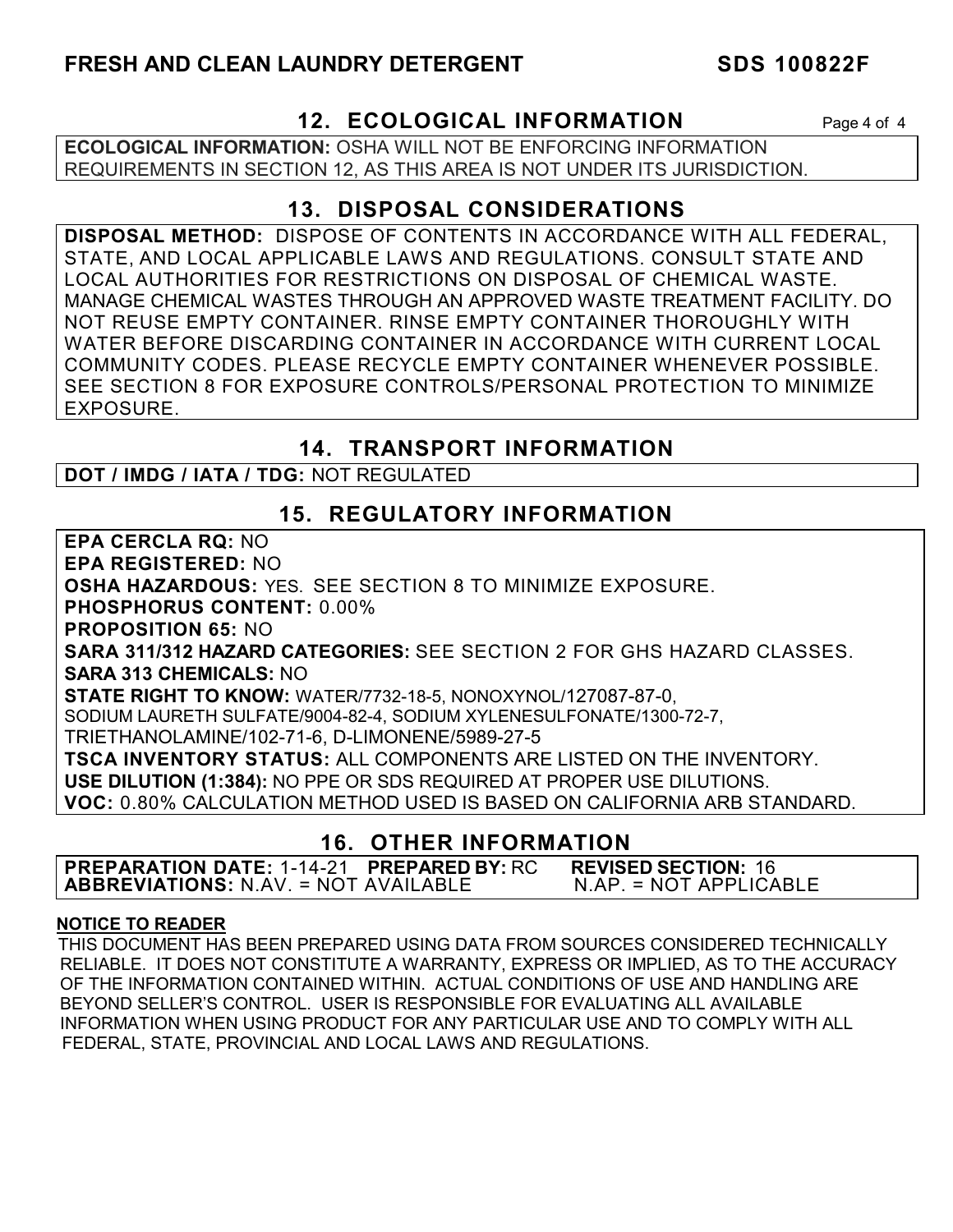## 12. ECOLOGICAL INFORMATION

**ECOLOGICAL INFORMATION:** OSHA WILL NOT BE ENFORCING INFORMATION REQUIREMENTS IN SECTION 12, AS THIS AREA IS NOT UNDER ITS JURISDICTION.

## 13. DISPOSAL CONSIDERATIONS

**DISPOSAL METHOD:** DISPOSE OF CONTENTS IN ACCORDANCE WITH ALL FEDERAL, STATE, AND LOCAL APPLICABLE LAWS AND REGULATIONS. CONSULT STATE AND LOCAL AUTHORITIES FOR RESTRICTIONS ON DISPOSAL OF CHEMICAL WASTE. MANAGE CHEMICAL WASTES THROUGH AN APPROVED WASTE TREATMENT FACILITY. DO NOT REUSE EMPTY CONTAINER. RINSE EMPTY CONTAINER THOROUGHLY WITH WATER BEFORE DISCARDING CONTAINER IN ACCORDANCE WITH CURRENT LOCAL COMMUNITY CODES. PLEASE RECYCLE EMPTY CONTAINER WHENEVER POSSIBLE. SEE SECTION 8 FOR EXPOSURE CONTROLS/PERSONAL PROTECTION TO MINIMIZE EXPOSURE.

## 14. TRANSPORT INFORMATION

**DOT / IMDG / IATA / TDG:** NOT REGULATED

## 15. REGULATORY INFORMATION

**EPA CERCLA RQ:** NO
**EPA REGISTERED:** NO
**OSHA HAZARDOUS:** YES. SEE SECTION 8 TO MINIMIZE EXPOSURE.
**PHOSPHORUS CONTENT:** 0.00%
**PROPOSITION 65:** NO
**SARA 311/312 HAZARD CATEGORIES:** SEE SECTION 2 FOR GHS HAZARD CLASSES.
**SARA 313 CHEMICALS:** NO
**STATE RIGHT TO KNOW:** WATER/7732-18-5, NONOXYNOL/127087-87-0, SODIUM LAURETH SULFATE/9004-82-4, SODIUM XYLENESULFONATE/1300-72-7, TRIETHANOLAMINE/102-71-6, D-LIMONENE/5989-27-5
**TSCA INVENTORY STATUS:** ALL COMPONENTS ARE LISTED ON THE INVENTORY.
**USE DILUTION (1:384):** NO PPE OR SDS REQUIRED AT PROPER USE DILUTIONS.
**VOC:** 0.80% CALCULATION METHOD USED IS BASED ON CALIFORNIA ARB STANDARD.

## 16. OTHER INFORMATION

**PREPARATION DATE:** 1-14-21 **PREPARED BY:** RC **REVISED SECTION:** 16
**ABBREVIATIONS:** N.AV. = NOT AVAILABLE N.AP. = NOT APPLICABLE

**NOTICE TO READER**

THIS DOCUMENT HAS BEEN PREPARED USING DATA FROM SOURCES CONSIDERED TECHNICALLY RELIABLE. IT DOES NOT CONSTITUTE A WARRANTY, EXPRESS OR IMPLIED, AS TO THE ACCURACY OF THE INFORMATION CONTAINED WITHIN. ACTUAL CONDITIONS OF USE AND HANDLING ARE BEYOND SELLER'S CONTROL. USER IS RESPONSIBLE FOR EVALUATING ALL AVAILABLE INFORMATION WHEN USING PRODUCT FOR ANY PARTICULAR USE AND TO COMPLY WITH ALL FEDERAL, STATE, PROVINCIAL AND LOCAL LAWS AND REGULATIONS.